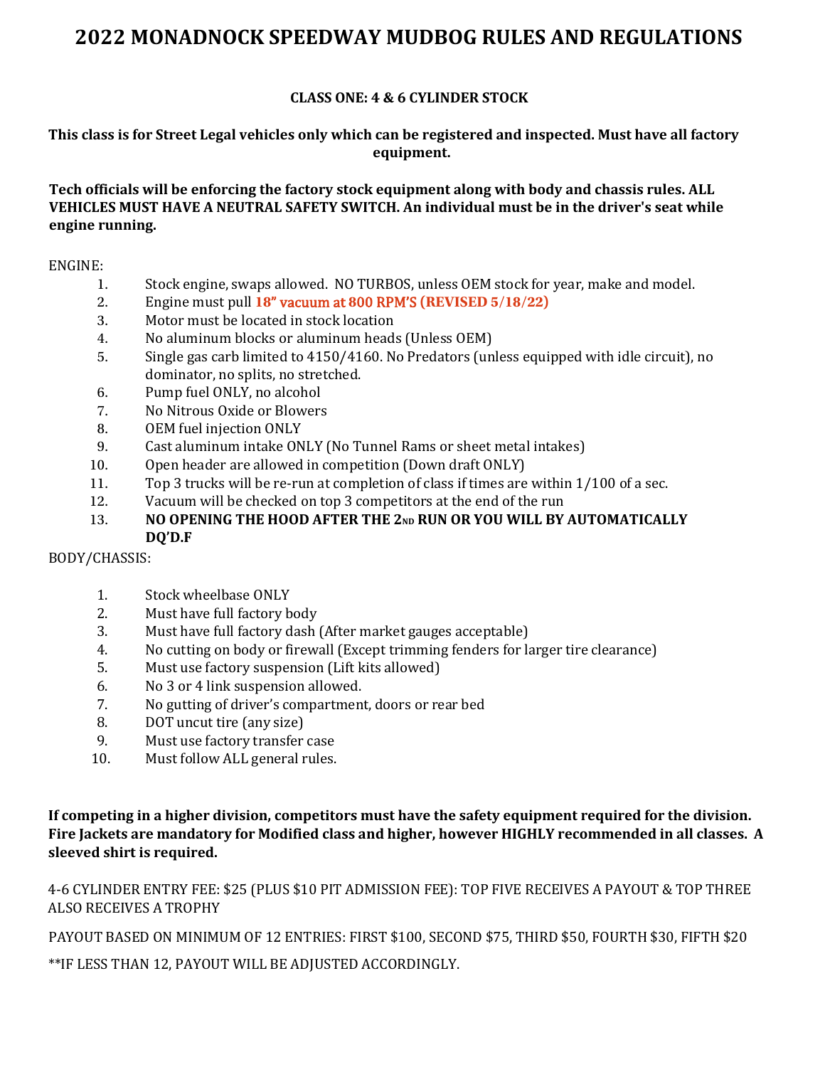# 2022 MONADNOCK SPEEDWAY MUDBOG RULES AND REGULATIONS

**CLASS ONE: 4 & 6 CYLINDER STOCK**

**This class is for Street Legal vehicles only which can be registered and inspected. Must have all factory equipment.**

**Tech officials will be enforcing the factory stock equipment along with body and chassis rules. ALL VEHICLES MUST HAVE A NEUTRAL SAFETY SWITCH. An individual must be in the driver's seat while engine running.**

ENGINE:

1. Stock engine, swaps allowed. NO TURBOS, unless OEM stock for year, make and model.
2. Engine must pull **18" vacuum at 800 RPM'S (REVISED 5/18/22)**
3. Motor must be located in stock location
4. No aluminum blocks or aluminum heads (Unless OEM)
5. Single gas carb limited to 4150/4160. No Predators (unless equipped with idle circuit), no dominator, no splits, no stretched.
6. Pump fuel ONLY, no alcohol
7. No Nitrous Oxide or Blowers
8. OEM fuel injection ONLY
9. Cast aluminum intake ONLY (No Tunnel Rams or sheet metal intakes)
10. Open header are allowed in competition (Down draft ONLY)
11. Top 3 trucks will be re-run at completion of class if times are within 1/100 of a sec.
12. Vacuum will be checked on top 3 competitors at the end of the run
13. **NO OPENING THE HOOD AFTER THE 2ND RUN OR YOU WILL BY AUTOMATICALLY DQ'D.F**

BODY/CHASSIS:

1. Stock wheelbase ONLY
2. Must have full factory body
3. Must have full factory dash (After market gauges acceptable)
4. No cutting on body or firewall (Except trimming fenders for larger tire clearance)
5. Must use factory suspension (Lift kits allowed)
6. No 3 or 4 link suspension allowed.
7. No gutting of driver's compartment, doors or rear bed
8. DOT uncut tire (any size)
9. Must use factory transfer case
10. Must follow ALL general rules.

**If competing in a higher division, competitors must have the safety equipment required for the division. Fire Jackets are mandatory for Modified class and higher, however HIGHLY recommended in all classes. A sleeved shirt is required.**

4-6 CYLINDER ENTRY FEE: $25 (PLUS $10 PIT ADMISSION FEE): TOP FIVE RECEIVES A PAYOUT & TOP THREE ALSO RECEIVES A TROPHY

PAYOUT BASED ON MINIMUM OF 12 ENTRIES: FIRST $100, SECOND $75, THIRD $50, FOURTH $30, FIFTH $20

**IF LESS THAN 12, PAYOUT WILL BE ADJUSTED ACCORDINGLY.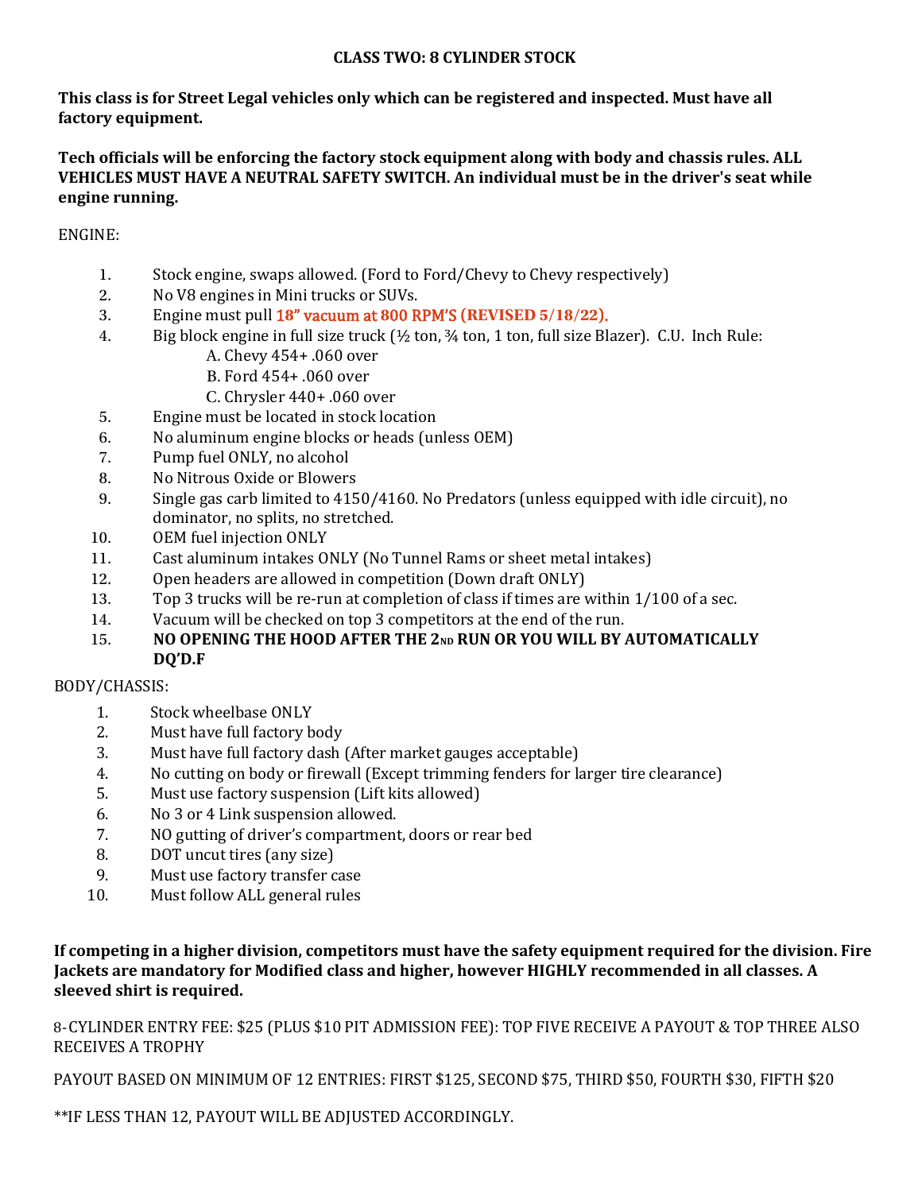# CLASS TWO: 8 CYLINDER STOCK

**This class is for Street Legal vehicles only which can be registered and inspected. Must have all factory equipment.**

**Tech officials will be enforcing the factory stock equipment along with body and chassis rules. ALL VEHICLES MUST HAVE A NEUTRAL SAFETY SWITCH. An individual must be in the driver's seat while engine running.**

ENGINE:

1. Stock engine, swaps allowed. (Ford to Ford/Chevy to Chevy respectively)
2. No V8 engines in Mini trucks or SUVs.
3. Engine must pull **18" vacuum at 800 RPM'S (REVISED 5/18/22).**
4. Big block engine in full size truck (½ ton, ¾ ton, 1 ton, full size Blazer). C.U. Inch Rule:
   - A. Chevy 454+ .060 over
   - B. Ford 454+ .060 over
   - C. Chrysler 440+ .060 over
5. Engine must be located in stock location
6. No aluminum engine blocks or heads (unless OEM)
7. Pump fuel ONLY, no alcohol
8. No Nitrous Oxide or Blowers
9. Single gas carb limited to 4150/4160. No Predators (unless equipped with idle circuit), no dominator, no splits, no stretched.
10. OEM fuel injection ONLY
11. Cast aluminum intakes ONLY (No Tunnel Rams or sheet metal intakes)
12. Open headers are allowed in competition (Down draft ONLY)
13. Top 3 trucks will be re-run at completion of class if times are within 1/100 of a sec.
14. Vacuum will be checked on top 3 competitors at the end of the run.
15. **NO OPENING THE HOOD AFTER THE 2ND RUN OR YOU WILL BY AUTOMATICALLY DQ'D.F**

BODY/CHASSIS:

1. Stock wheelbase ONLY
2. Must have full factory body
3. Must have full factory dash (After market gauges acceptable)
4. No cutting on body or firewall (Except trimming fenders for larger tire clearance)
5. Must use factory suspension (Lift kits allowed)
6. No 3 or 4 Link suspension allowed.
7. NO gutting of driver's compartment, doors or rear bed
8. DOT uncut tires (any size)
9. Must use factory transfer case
10. Must follow ALL general rules

**If competing in a higher division, competitors must have the safety equipment required for the division. Fire Jackets are mandatory for Modified class and higher, however HIGHLY recommended in all classes. A sleeved shirt is required.**

8-CYLINDER ENTRY FEE: $25 (PLUS $10 PIT ADMISSION FEE): TOP FIVE RECEIVE A PAYOUT & TOP THREE ALSO RECEIVES A TROPHY

PAYOUT BASED ON MINIMUM OF 12 ENTRIES: FIRST $125, SECOND $75, THIRD $50, FOURTH $30, FIFTH $20

**IF LESS THAN 12, PAYOUT WILL BE ADJUSTED ACCORDINGLY.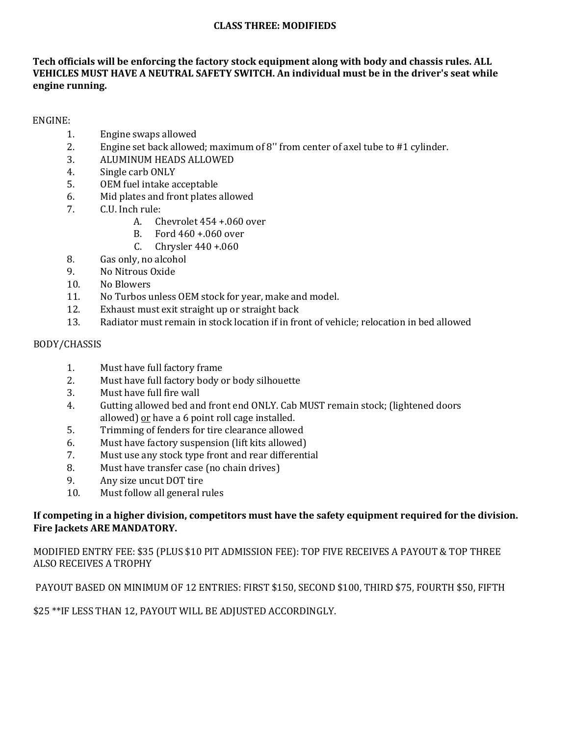# CLASS THREE: MODIFIEDS

**Tech officials will be enforcing the factory stock equipment along with body and chassis rules. ALL VEHICLES MUST HAVE A NEUTRAL SAFETY SWITCH. An individual must be in the driver's seat while engine running.**

ENGINE:

1. Engine swaps allowed
2. Engine set back allowed; maximum of 8'' from center of axel tube to #1 cylinder.
3. ALUMINUM HEADS ALLOWED
4. Single carb ONLY
5. OEM fuel intake acceptable
6. Mid plates and front plates allowed
7. C.U. Inch rule:
   - A. Chevrolet 454 +.060 over
   - B. Ford 460 +.060 over
   - C. Chrysler 440 +.060
8. Gas only, no alcohol
9. No Nitrous Oxide
10. No Blowers
11. No Turbos unless OEM stock for year, make and model.
12. Exhaust must exit straight up or straight back
13. Radiator must remain in stock location if in front of vehicle; relocation in bed allowed

BODY/CHASSIS

1. Must have full factory frame
2. Must have full factory body or body silhouette
3. Must have full fire wall
4. Gutting allowed bed and front end ONLY. Cab MUST remain stock; (lightened doors allowed) <u>or</u> have a 6 point roll cage installed.
5. Trimming of fenders for tire clearance allowed
6. Must have factory suspension (lift kits allowed)
7. Must use any stock type front and rear differential
8. Must have transfer case (no chain drives)
9. Any size uncut DOT tire
10. Must follow all general rules

**If competing in a higher division, competitors must have the safety equipment required for the division. Fire Jackets ARE MANDATORY.**

MODIFIED ENTRY FEE: $35 (PLUS $10 PIT ADMISSION FEE): TOP FIVE RECEIVES A PAYOUT & TOP THREE ALSO RECEIVES A TROPHY

PAYOUT BASED ON MINIMUM OF 12 ENTRIES: FIRST $150, SECOND $100, THIRD $75, FOURTH $50, FIFTH

$25 **IF LESS THAN 12, PAYOUT WILL BE ADJUSTED ACCORDINGLY.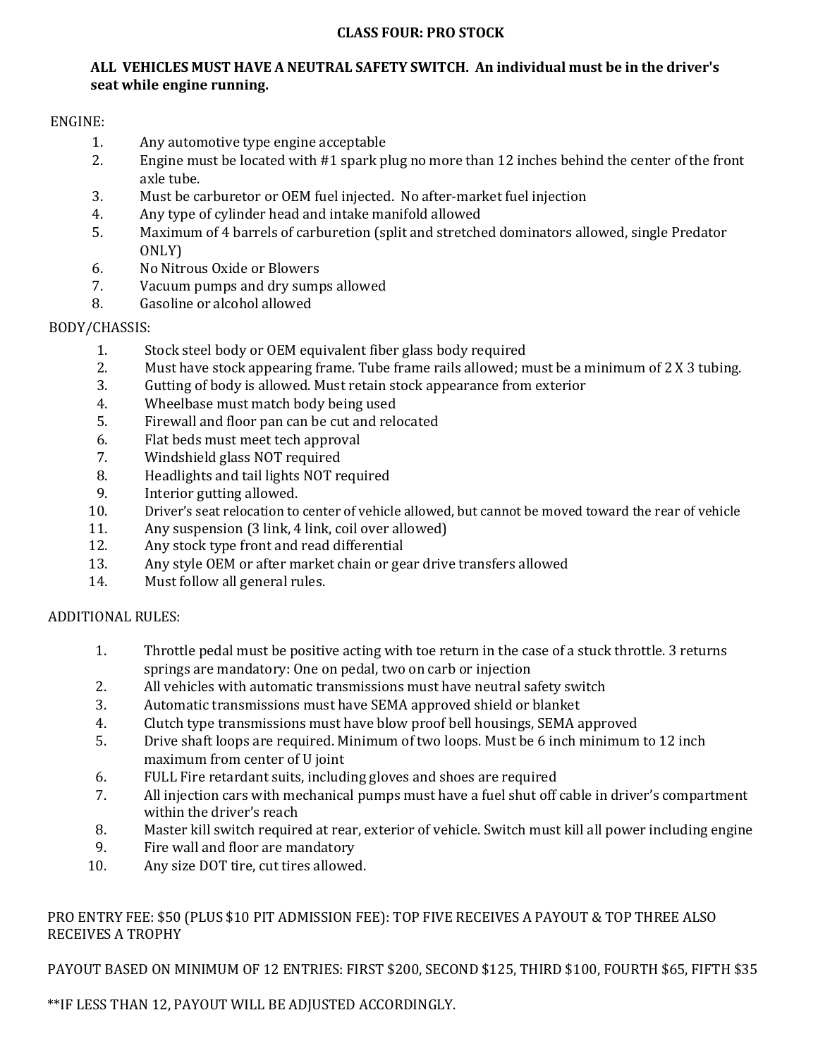## CLASS FOUR: PRO STOCK

**ALL VEHICLES MUST HAVE A NEUTRAL SAFETY SWITCH. An individual must be in the driver's seat while engine running.**

ENGINE:

1. Any automotive type engine acceptable
2. Engine must be located with #1 spark plug no more than 12 inches behind the center of the front axle tube.
3. Must be carburetor or OEM fuel injected. No after-market fuel injection
4. Any type of cylinder head and intake manifold allowed
5. Maximum of 4 barrels of carburetion (split and stretched dominators allowed, single Predator ONLY)
6. No Nitrous Oxide or Blowers
7. Vacuum pumps and dry sumps allowed
8. Gasoline or alcohol allowed

BODY/CHASSIS:

1. Stock steel body or OEM equivalent fiber glass body required
2. Must have stock appearing frame. Tube frame rails allowed; must be a minimum of 2 X 3 tubing.
3. Gutting of body is allowed. Must retain stock appearance from exterior
4. Wheelbase must match body being used
5. Firewall and floor pan can be cut and relocated
6. Flat beds must meet tech approval
7. Windshield glass NOT required
8. Headlights and tail lights NOT required
9. Interior gutting allowed.
10. Driver's seat relocation to center of vehicle allowed, but cannot be moved toward the rear of vehicle
11. Any suspension (3 link, 4 link, coil over allowed)
12. Any stock type front and read differential
13. Any style OEM or after market chain or gear drive transfers allowed
14. Must follow all general rules.

ADDITIONAL RULES:

1. Throttle pedal must be positive acting with toe return in the case of a stuck throttle. 3 returns springs are mandatory: One on pedal, two on carb or injection
2. All vehicles with automatic transmissions must have neutral safety switch
3. Automatic transmissions must have SEMA approved shield or blanket
4. Clutch type transmissions must have blow proof bell housings, SEMA approved
5. Drive shaft loops are required. Minimum of two loops. Must be 6 inch minimum to 12 inch maximum from center of U joint
6. FULL Fire retardant suits, including gloves and shoes are required
7. All injection cars with mechanical pumps must have a fuel shut off cable in driver's compartment within the driver's reach
8. Master kill switch required at rear, exterior of vehicle. Switch must kill all power including engine
9. Fire wall and floor are mandatory
10. Any size DOT tire, cut tires allowed.

PRO ENTRY FEE: $50 (PLUS $10 PIT ADMISSION FEE): TOP FIVE RECEIVES A PAYOUT & TOP THREE ALSO RECEIVES A TROPHY

PAYOUT BASED ON MINIMUM OF 12 ENTRIES: FIRST $200, SECOND $125, THIRD $100, FOURTH $65, FIFTH $35

**IF LESS THAN 12, PAYOUT WILL BE ADJUSTED ACCORDINGLY.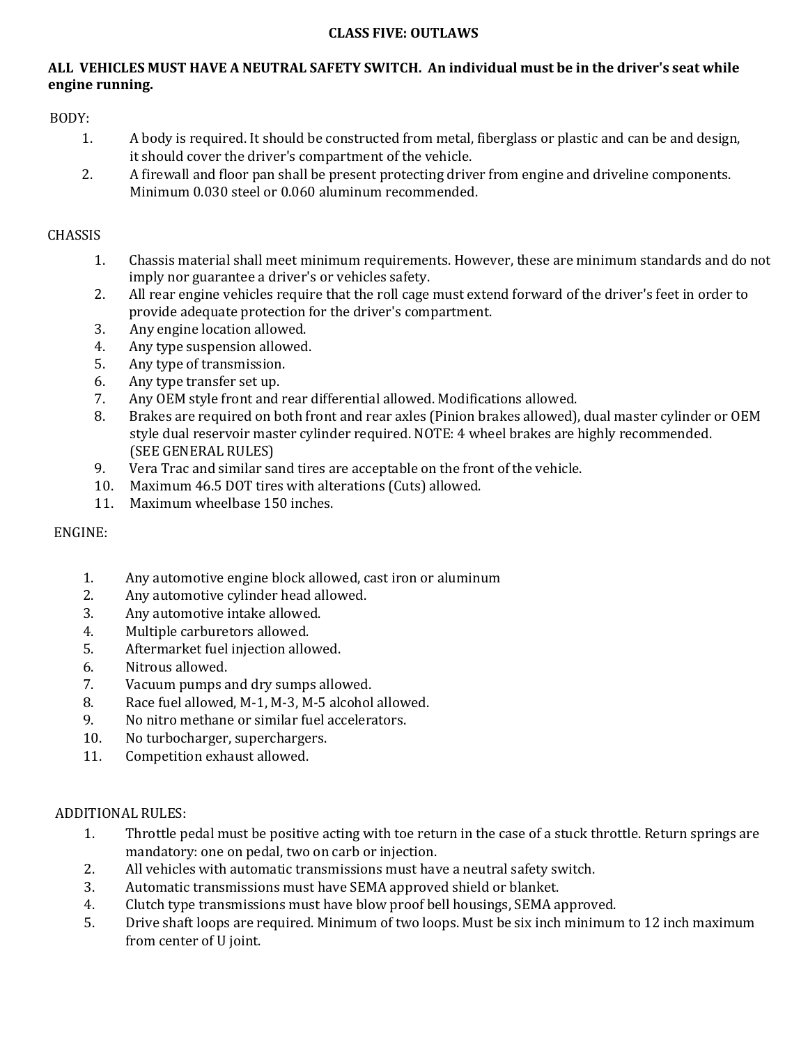## CLASS FIVE: OUTLAWS

**ALL VEHICLES MUST HAVE A NEUTRAL SAFETY SWITCH. An individual must be in the driver's seat while engine running.**

BODY:

1. A body is required. It should be constructed from metal, fiberglass or plastic and can be and design, it should cover the driver's compartment of the vehicle.
2. A firewall and floor pan shall be present protecting driver from engine and driveline components. Minimum 0.030 steel or 0.060 aluminum recommended.

CHASSIS

1. Chassis material shall meet minimum requirements. However, these are minimum standards and do not imply nor guarantee a driver's or vehicles safety.
2. All rear engine vehicles require that the roll cage must extend forward of the driver's feet in order to provide adequate protection for the driver's compartment.
3. Any engine location allowed.
4. Any type suspension allowed.
5. Any type of transmission.
6. Any type transfer set up.
7. Any OEM style front and rear differential allowed. Modifications allowed.
8. Brakes are required on both front and rear axles (Pinion brakes allowed), dual master cylinder or OEM style dual reservoir master cylinder required. NOTE: 4 wheel brakes are highly recommended. (SEE GENERAL RULES)
9. Vera Trac and similar sand tires are acceptable on the front of the vehicle.
10. Maximum 46.5 DOT tires with alterations (Cuts) allowed.
11. Maximum wheelbase 150 inches.

ENGINE:

1. Any automotive engine block allowed, cast iron or aluminum
2. Any automotive cylinder head allowed.
3. Any automotive intake allowed.
4. Multiple carburetors allowed.
5. Aftermarket fuel injection allowed.
6. Nitrous allowed.
7. Vacuum pumps and dry sumps allowed.
8. Race fuel allowed, M-1, M-3, M-5 alcohol allowed.
9. No nitro methane or similar fuel accelerators.
10. No turbocharger, superchargers.
11. Competition exhaust allowed.

ADDITIONAL RULES:

1. Throttle pedal must be positive acting with toe return in the case of a stuck throttle. Return springs are mandatory: one on pedal, two on carb or injection.
2. All vehicles with automatic transmissions must have a neutral safety switch.
3. Automatic transmissions must have SEMA approved shield or blanket.
4. Clutch type transmissions must have blow proof bell housings, SEMA approved.
5. Drive shaft loops are required. Minimum of two loops. Must be six inch minimum to 12 inch maximum from center of U joint.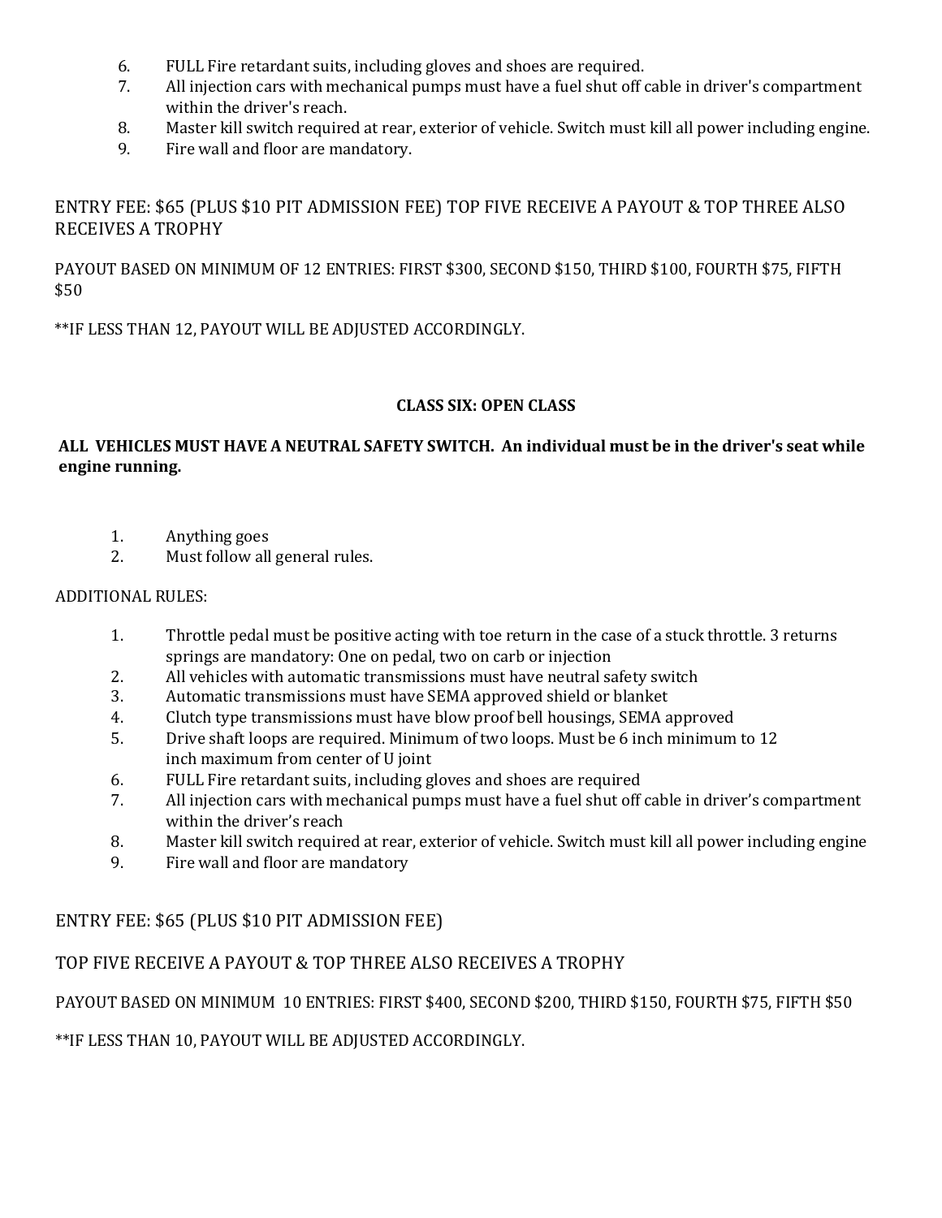6. FULL Fire retardant suits, including gloves and shoes are required.
7. All injection cars with mechanical pumps must have a fuel shut off cable in driver's compartment within the driver's reach.
8. Master kill switch required at rear, exterior of vehicle. Switch must kill all power including engine.
9. Fire wall and floor are mandatory.

ENTRY FEE: $65 (PLUS $10 PIT ADMISSION FEE) TOP FIVE RECEIVE A PAYOUT & TOP THREE ALSO RECEIVES A TROPHY

PAYOUT BASED ON MINIMUM OF 12 ENTRIES: FIRST $300, SECOND $150, THIRD $100, FOURTH $75, FIFTH $50

**IF LESS THAN 12, PAYOUT WILL BE ADJUSTED ACCORDINGLY.

## CLASS SIX: OPEN CLASS

**ALL VEHICLES MUST HAVE A NEUTRAL SAFETY SWITCH. An individual must be in the driver's seat while engine running.**

1. Anything goes
2. Must follow all general rules.

ADDITIONAL RULES:

1. Throttle pedal must be positive acting with toe return in the case of a stuck throttle. 3 returns springs are mandatory: One on pedal, two on carb or injection
2. All vehicles with automatic transmissions must have neutral safety switch
3. Automatic transmissions must have SEMA approved shield or blanket
4. Clutch type transmissions must have blow proof bell housings, SEMA approved
5. Drive shaft loops are required. Minimum of two loops. Must be 6 inch minimum to 12 inch maximum from center of U joint
6. FULL Fire retardant suits, including gloves and shoes are required
7. All injection cars with mechanical pumps must have a fuel shut off cable in driver's compartment within the driver's reach
8. Master kill switch required at rear, exterior of vehicle. Switch must kill all power including engine
9. Fire wall and floor are mandatory

ENTRY FEE: $65 (PLUS $10 PIT ADMISSION FEE)

TOP FIVE RECEIVE A PAYOUT & TOP THREE ALSO RECEIVES A TROPHY

PAYOUT BASED ON MINIMUM 10 ENTRIES: FIRST $400, SECOND $200, THIRD $150, FOURTH $75, FIFTH $50

**IF LESS THAN 10, PAYOUT WILL BE ADJUSTED ACCORDINGLY.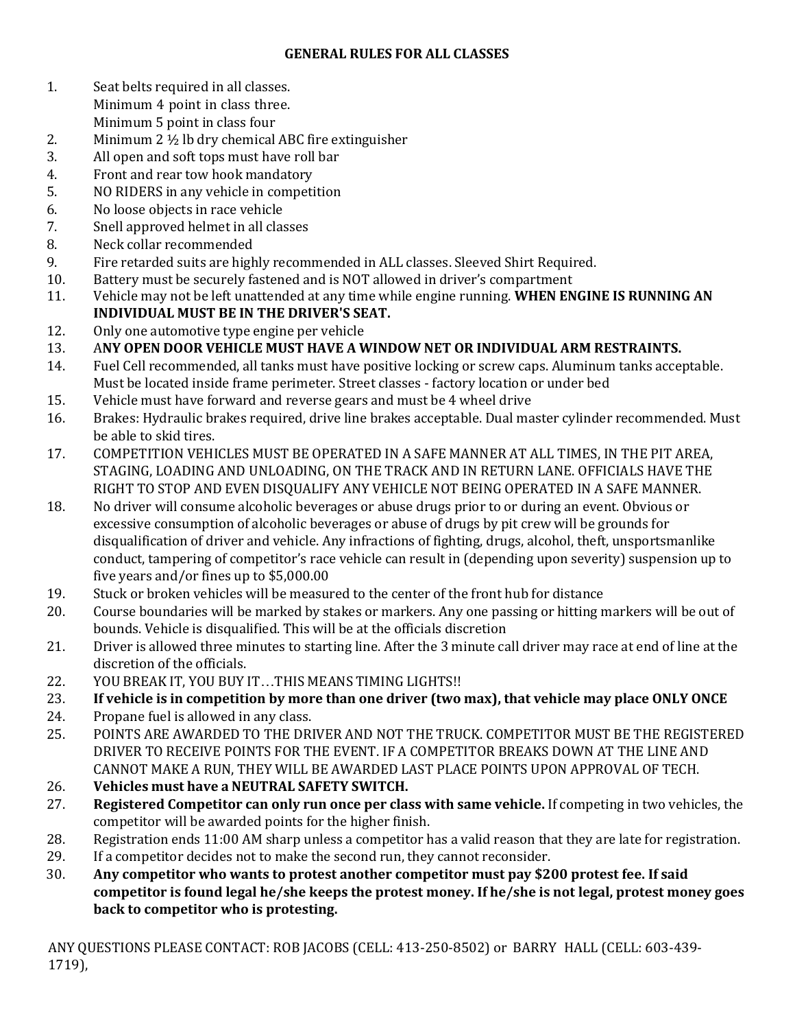## GENERAL RULES FOR ALL CLASSES

1. Seat belts required in all classes.
   Minimum 4 point in class three.
   Minimum 5 point in class four
2. Minimum 2 ½ lb dry chemical ABC fire extinguisher
3. All open and soft tops must have roll bar
4. Front and rear tow hook mandatory
5. NO RIDERS in any vehicle in competition
6. No loose objects in race vehicle
7. Snell approved helmet in all classes
8. Neck collar recommended
9. Fire retarded suits are highly recommended in ALL classes. Sleeved Shirt Required.
10. Battery must be securely fastened and is NOT allowed in driver's compartment
11. Vehicle may not be left unattended at any time while engine running. **WHEN ENGINE IS RUNNING AN INDIVIDUAL MUST BE IN THE DRIVER'S SEAT.**
12. Only one automotive type engine per vehicle
13. A**NY OPEN DOOR VEHICLE MUST HAVE A WINDOW NET OR INDIVIDUAL ARM RESTRAINTS.**
14. Fuel Cell recommended, all tanks must have positive locking or screw caps. Aluminum tanks acceptable. Must be located inside frame perimeter. Street classes - factory location or under bed
15. Vehicle must have forward and reverse gears and must be 4 wheel drive
16. Brakes: Hydraulic brakes required, drive line brakes acceptable. Dual master cylinder recommended. Must be able to skid tires.
17. COMPETITION VEHICLES MUST BE OPERATED IN A SAFE MANNER AT ALL TIMES, IN THE PIT AREA, STAGING, LOADING AND UNLOADING, ON THE TRACK AND IN RETURN LANE. OFFICIALS HAVE THE RIGHT TO STOP AND EVEN DISQUALIFY ANY VEHICLE NOT BEING OPERATED IN A SAFE MANNER.
18. No driver will consume alcoholic beverages or abuse drugs prior to or during an event. Obvious or excessive consumption of alcoholic beverages or abuse of drugs by pit crew will be grounds for disqualification of driver and vehicle. Any infractions of fighting, drugs, alcohol, theft, unsportsmanlike conduct, tampering of competitor's race vehicle can result in (depending upon severity) suspension up to five years and/or fines up to $5,000.00
19. Stuck or broken vehicles will be measured to the center of the front hub for distance
20. Course boundaries will be marked by stakes or markers. Any one passing or hitting markers will be out of bounds. Vehicle is disqualified. This will be at the officials discretion
21. Driver is allowed three minutes to starting line. After the 3 minute call driver may race at end of line at the discretion of the officials.
22. YOU BREAK IT, YOU BUY IT…THIS MEANS TIMING LIGHTS!!
23. **If vehicle is in competition by more than one driver (two max), that vehicle may place ONLY ONCE**
24. Propane fuel is allowed in any class.
25. POINTS ARE AWARDED TO THE DRIVER AND NOT THE TRUCK. COMPETITOR MUST BE THE REGISTERED DRIVER TO RECEIVE POINTS FOR THE EVENT. IF A COMPETITOR BREAKS DOWN AT THE LINE AND CANNOT MAKE A RUN, THEY WILL BE AWARDED LAST PLACE POINTS UPON APPROVAL OF TECH.
26. **Vehicles must have a NEUTRAL SAFETY SWITCH.**
27. **Registered Competitor can only run once per class with same vehicle.** If competing in two vehicles, the competitor will be awarded points for the higher finish.
28. Registration ends 11:00 AM sharp unless a competitor has a valid reason that they are late for registration.
29. If a competitor decides not to make the second run, they cannot reconsider.
30. **Any competitor who wants to protest another competitor must pay $200 protest fee. If said competitor is found legal he/she keeps the protest money. If he/she is not legal, protest money goes back to competitor who is protesting.**

ANY QUESTIONS PLEASE CONTACT: ROB JACOBS (CELL: 413-250-8502) or BARRY HALL (CELL: 603-439-1719),